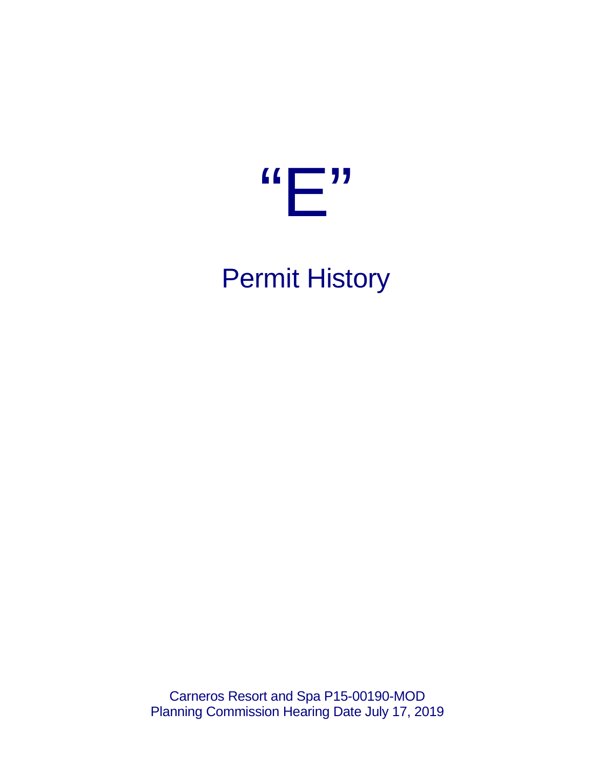# “E”

## Permit History

Carneros Resort and Spa P15-00190-MOD
Planning Commission Hearing Date July 17, 2019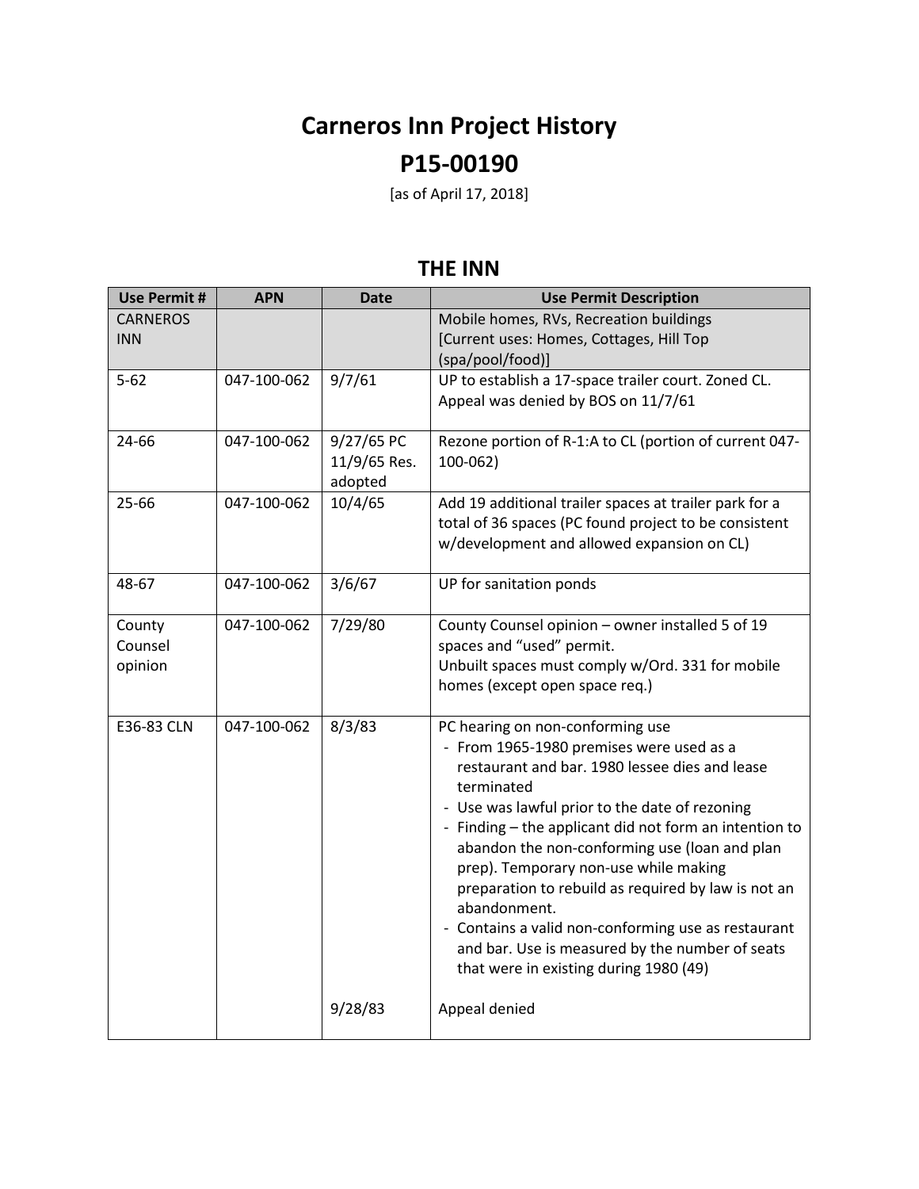# Carneros Inn Project History

# P15-00190

[as of April 17, 2018]

## THE INN

| Use Permit # | APN | Date | Use Permit Description |
|---|---|---|---|
| CARNEROS INN | | | Mobile homes, RVs, Recreation buildings<br>[Current uses: Homes, Cottages, Hill Top (spa/pool/food)] |
| 5-62 | 047-100-062 | 9/7/61 | UP to establish a 17-space trailer court. Zoned CL. Appeal was denied by BOS on 11/7/61 |
| 24-66 | 047-100-062 | 9/27/65 PC<br>11/9/65 Res. adopted | Rezone portion of R-1:A to CL (portion of current 047-100-062) |
| 25-66 | 047-100-062 | 10/4/65 | Add 19 additional trailer spaces at trailer park for a total of 36 spaces (PC found project to be consistent w/development and allowed expansion on CL) |
| 48-67 | 047-100-062 | 3/6/67 | UP for sanitation ponds |
| County Counsel opinion | 047-100-062 | 7/29/80 | County Counsel opinion – owner installed 5 of 19 spaces and "used" permit.<br>Unbuilt spaces must comply w/Ord. 331 for mobile homes (except open space req.) |
| E36-83 CLN | 047-100-062 | 8/3/83 | PC hearing on non-conforming use<br>- From 1965-1980 premises were used as a restaurant and bar. 1980 lessee dies and lease terminated<br>- Use was lawful prior to the date of rezoning<br>- Finding – the applicant did not form an intention to abandon the non-conforming use (loan and plan prep). Temporary non-use while making preparation to rebuild as required by law is not an abandonment.<br>- Contains a valid non-conforming use as restaurant and bar. Use is measured by the number of seats that were in existing during 1980 (49) |
| | | 9/28/83 | Appeal denied |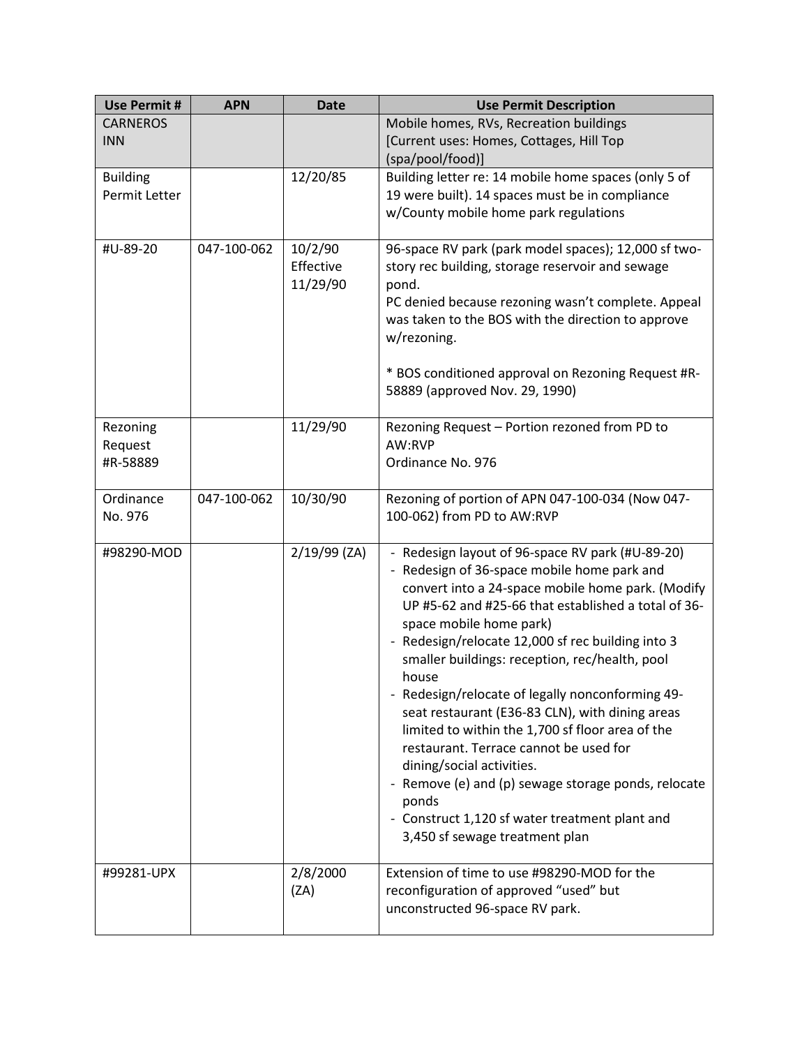| Use Permit # | APN | Date | Use Permit Description |
|---|---|---|---|
| CARNEROS INN | | | Mobile homes, RVs, Recreation buildings [Current uses: Homes, Cottages, Hill Top (spa/pool/food)] |
| Building Permit Letter | | 12/20/85 | Building letter re: 14 mobile home spaces (only 5 of 19 were built). 14 spaces must be in compliance w/County mobile home park regulations |
| #U-89-20 | 047-100-062 | 10/2/90 Effective 11/29/90 | 96-space RV park (park model spaces); 12,000 sf two-story rec building, storage reservoir and sewage pond.<br>PC denied because rezoning wasn't complete. Appeal was taken to the BOS with the direction to approve w/rezoning.<br><br>* BOS conditioned approval on Rezoning Request #R-58889 (approved Nov. 29, 1990) |
| Rezoning Request #R-58889 | | 11/29/90 | Rezoning Request – Portion rezoned from PD to AW:RVP<br>Ordinance No. 976 |
| Ordinance No. 976 | 047-100-062 | 10/30/90 | Rezoning of portion of APN 047-100-034 (Now 047-100-062) from PD to AW:RVP |
| #98290-MOD | | 2/19/99 (ZA) | - Redesign layout of 96-space RV park (#U-89-20)<br>- Redesign of 36-space mobile home park and convert into a 24-space mobile home park. (Modify UP #5-62 and #25-66 that established a total of 36-space mobile home park)<br>- Redesign/relocate 12,000 sf rec building into 3 smaller buildings: reception, rec/health, pool house<br>- Redesign/relocate of legally nonconforming 49-seat restaurant (E36-83 CLN), with dining areas limited to within the 1,700 sf floor area of the restaurant. Terrace cannot be used for dining/social activities.<br>- Remove (e) and (p) sewage storage ponds, relocate ponds<br>- Construct 1,120 sf water treatment plant and 3,450 sf sewage treatment plan |
| #99281-UPX | | 2/8/2000 (ZA) | Extension of time to use #98290-MOD for the reconfiguration of approved "used" but unconstructed 96-space RV park. |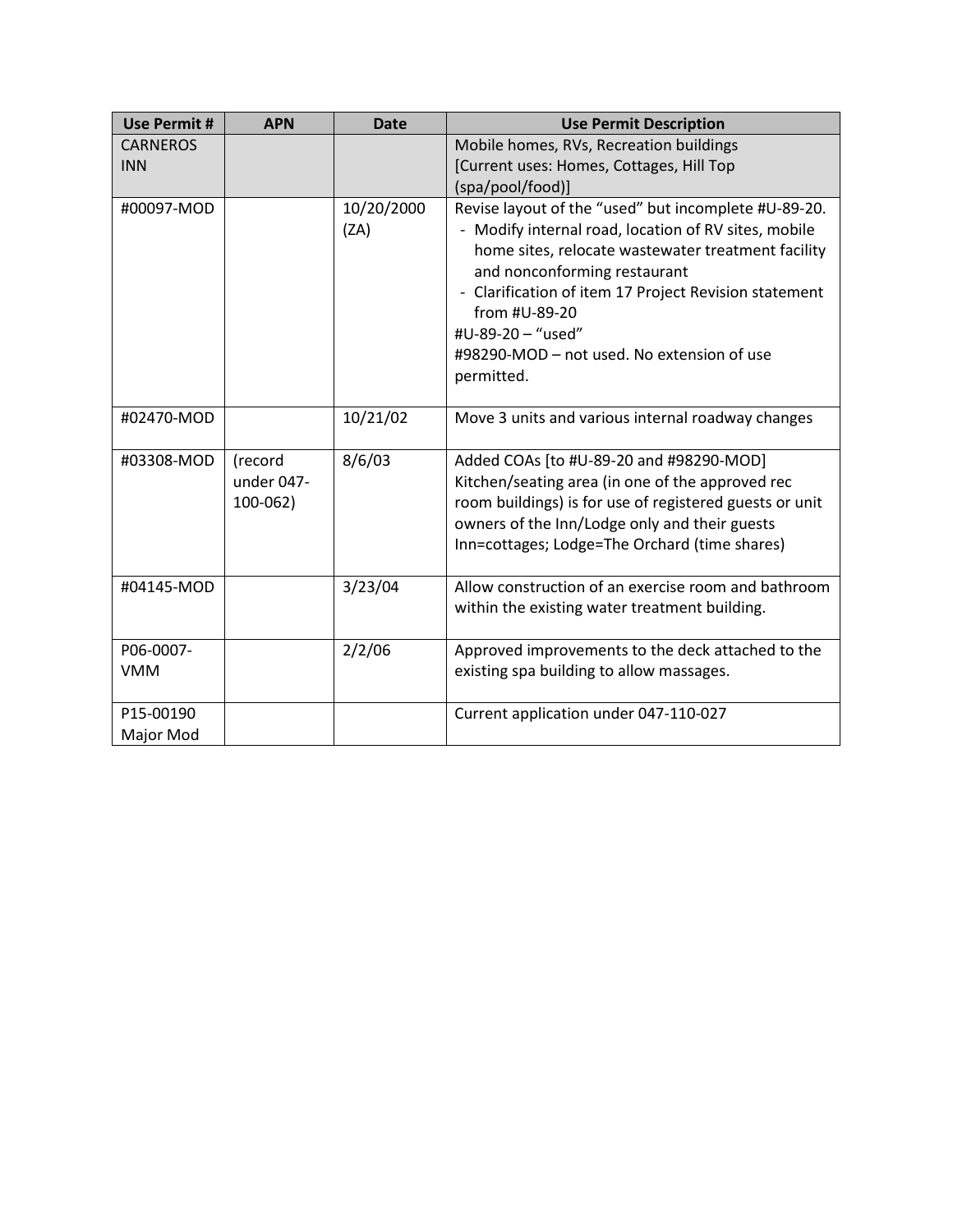| Use Permit # | APN | Date | Use Permit Description |
|---|---|---|---|
| CARNEROS INN | | | Mobile homes, RVs, Recreation buildings [Current uses: Homes, Cottages, Hill Top (spa/pool/food)] |
| #00097-MOD | | 10/20/2000 (ZA) | Revise layout of the "used" but incomplete #U-89-20.<br>- Modify internal road, location of RV sites, mobile home sites, relocate wastewater treatment facility and nonconforming restaurant<br>- Clarification of item 17 Project Revision statement from #U-89-20<br>#U-89-20 – "used"<br>#98290-MOD – not used. No extension of use permitted. |
| #02470-MOD | | 10/21/02 | Move 3 units and various internal roadway changes |
| #03308-MOD | (record under 047-100-062) | 8/6/03 | Added COAs [to #U-89-20 and #98290-MOD]<br>Kitchen/seating area (in one of the approved rec room buildings) is for use of registered guests or unit owners of the Inn/Lodge only and their guests<br>Inn=cottages; Lodge=The Orchard (time shares) |
| #04145-MOD | | 3/23/04 | Allow construction of an exercise room and bathroom within the existing water treatment building. |
| P06-0007-VMM | | 2/2/06 | Approved improvements to the deck attached to the existing spa building to allow massages. |
| P15-00190 Major Mod | | | Current application under 047-110-027 |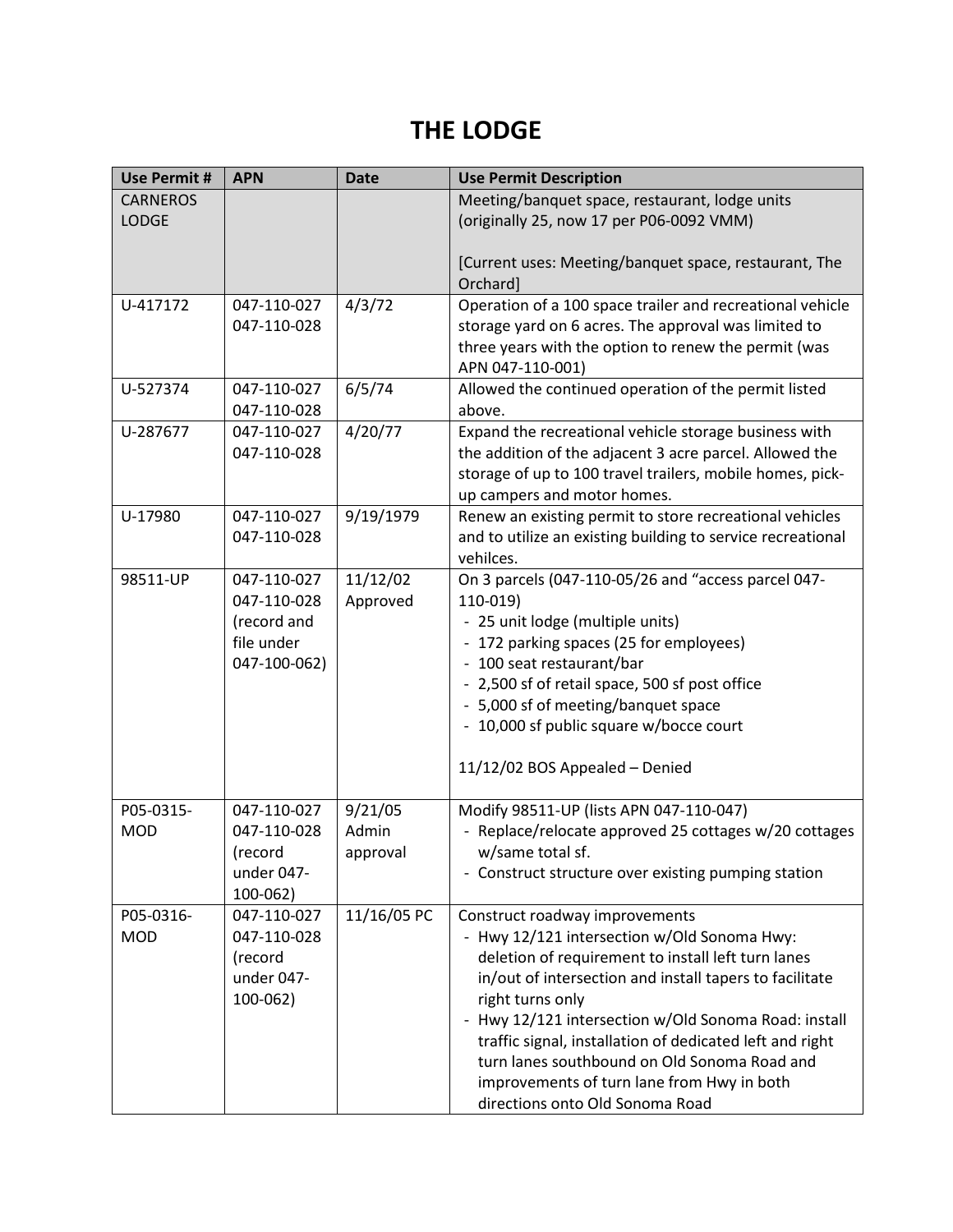# THE LODGE

| Use Permit # | APN | Date | Use Permit Description |
|---|---|---|---|
| CARNEROS LODGE | | | Meeting/banquet space, restaurant, lodge units (originally 25, now 17 per P06-0092 VMM)<br><br>[Current uses: Meeting/banquet space, restaurant, The Orchard] |
| U-417172 | 047-110-027<br>047-110-028 | 4/3/72 | Operation of a 100 space trailer and recreational vehicle storage yard on 6 acres. The approval was limited to three years with the option to renew the permit (was APN 047-110-001) |
| U-527374 | 047-110-027<br>047-110-028 | 6/5/74 | Allowed the continued operation of the permit listed above. |
| U-287677 | 047-110-027<br>047-110-028 | 4/20/77 | Expand the recreational vehicle storage business with the addition of the adjacent 3 acre parcel. Allowed the storage of up to 100 travel trailers, mobile homes, pick-up campers and motor homes. |
| U-17980 | 047-110-027<br>047-110-028 | 9/19/1979 | Renew an existing permit to store recreational vehicles and to utilize an existing building to service recreational vehilces. |
| 98511-UP | 047-110-027<br>047-110-028<br>(record and file under 047-100-062) | 11/12/02<br>Approved | On 3 parcels (047-110-05/26 and "access parcel 047-110-019)<br>- 25 unit lodge (multiple units)<br>- 172 parking spaces (25 for employees)<br>- 100 seat restaurant/bar<br>- 2,500 sf of retail space, 500 sf post office<br>- 5,000 sf of meeting/banquet space<br>- 10,000 sf public square w/bocce court<br><br>11/12/02 BOS Appealed – Denied |
| P05-0315-MOD | 047-110-027<br>047-110-028<br>(record under 047-100-062) | 9/21/05<br>Admin approval | Modify 98511-UP (lists APN 047-110-047)<br>- Replace/relocate approved 25 cottages w/20 cottages w/same total sf.<br>- Construct structure over existing pumping station |
| P05-0316-MOD | 047-110-027<br>047-110-028<br>(record under 047-100-062) | 11/16/05 PC | Construct roadway improvements<br>- Hwy 12/121 intersection w/Old Sonoma Hwy: deletion of requirement to install left turn lanes in/out of intersection and install tapers to facilitate right turns only<br>- Hwy 12/121 intersection w/Old Sonoma Road: install traffic signal, installation of dedicated left and right turn lanes southbound on Old Sonoma Road and improvements of turn lane from Hwy in both directions onto Old Sonoma Road |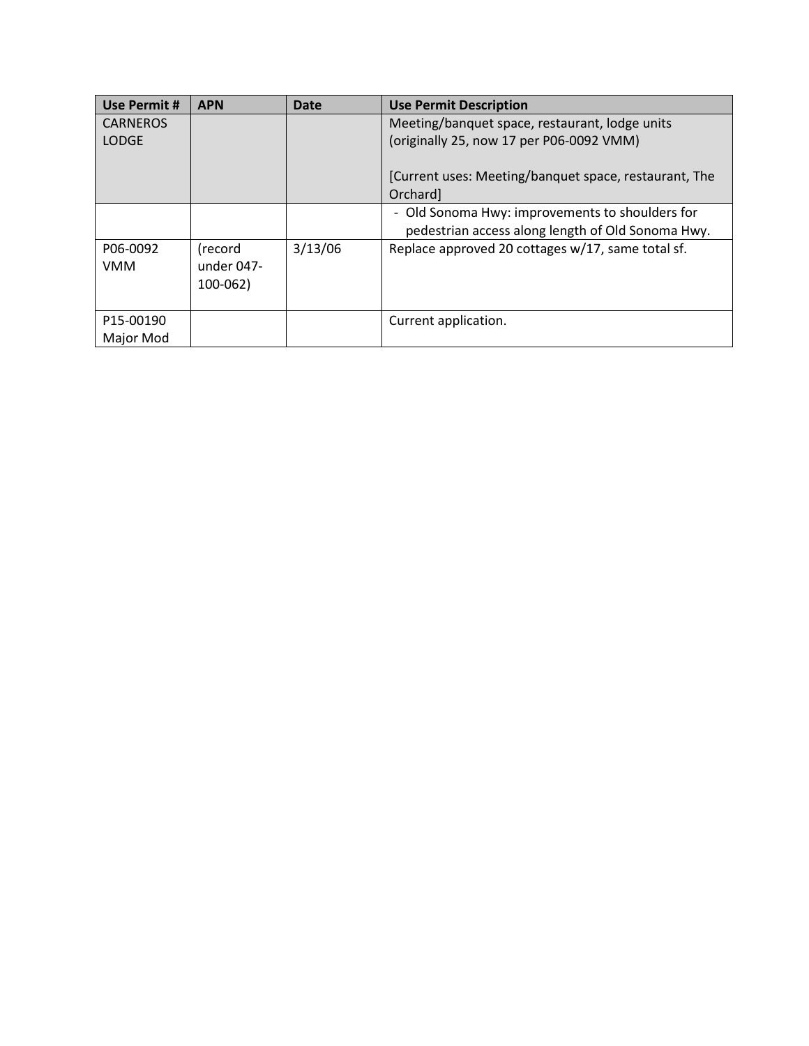| Use Permit # | APN | Date | Use Permit Description |
|---|---|---|---|
| CARNEROS LODGE | | | Meeting/banquet space, restaurant, lodge units (originally 25, now 17 per P06-0092 VMM)<br><br>[Current uses: Meeting/banquet space, restaurant, The Orchard] |
| | | | - Old Sonoma Hwy: improvements to shoulders for pedestrian access along length of Old Sonoma Hwy. |
| P06-0092 VMM | (record under 047-100-062) | 3/13/06 | Replace approved 20 cottages w/17, same total sf. |
| P15-00190 Major Mod | | | Current application. |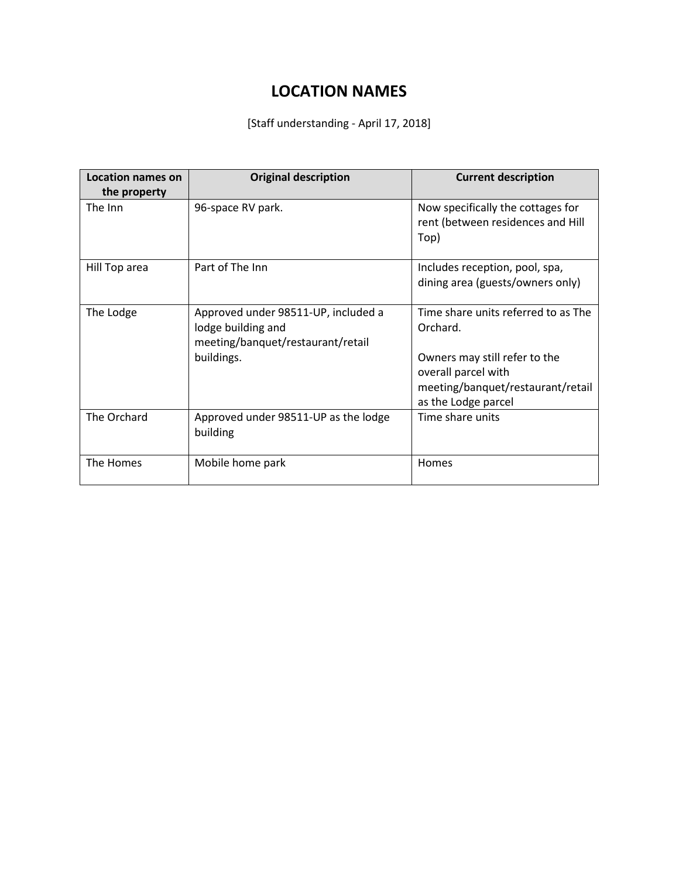# LOCATION NAMES

[Staff understanding - April 17, 2018]

| Location names on the property | Original description | Current description |
|---|---|---|
| The Inn | 96-space RV park. | Now specifically the cottages for rent (between residences and Hill Top) |
| Hill Top area | Part of The Inn | Includes reception, pool, spa, dining area (guests/owners only) |
| The Lodge | Approved under 98511-UP, included a lodge building and meeting/banquet/restaurant/retail buildings. | Time share units referred to as The Orchard.<br><br>Owners may still refer to the overall parcel with meeting/banquet/restaurant/retail as the Lodge parcel |
| The Orchard | Approved under 98511-UP as the lodge building | Time share units |
| The Homes | Mobile home park | Homes |